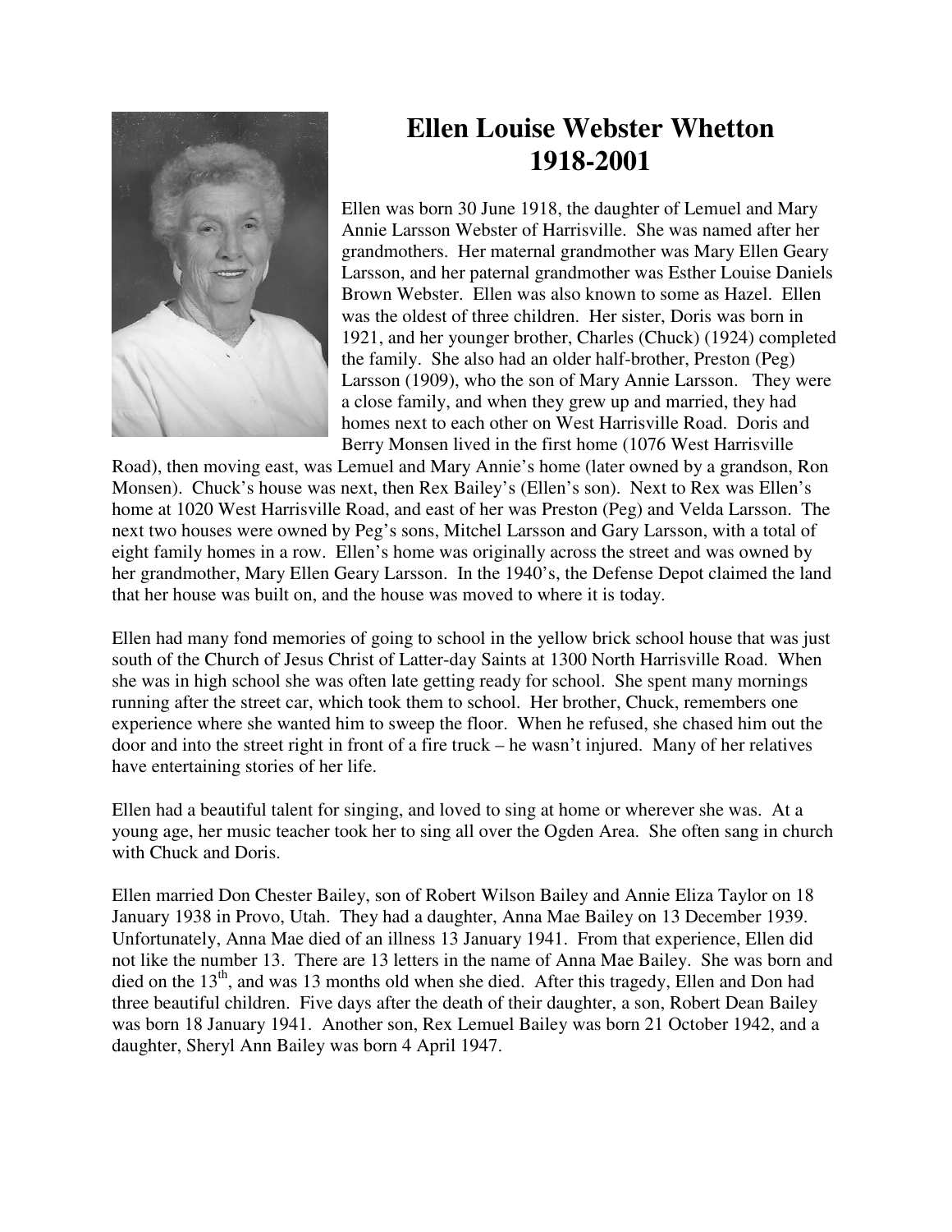# Ellen Louise Webster Whetton
# 1918-2001

Ellen was born 30 June 1918, the daughter of Lemuel and Mary Annie Larsson Webster of Harrisville. She was named after her grandmothers. Her maternal grandmother was Mary Ellen Geary Larsson, and her paternal grandmother was Esther Louise Daniels Brown Webster. Ellen was also known to some as Hazel. Ellen was the oldest of three children. Her sister, Doris was born in 1921, and her younger brother, Charles (Chuck) (1924) completed the family. She also had an older half-brother, Preston (Peg) Larsson (1909), who the son of Mary Annie Larsson. They were a close family, and when they grew up and married, they had homes next to each other on West Harrisville Road. Doris and Berry Monsen lived in the first home (1076 West Harrisville Road), then moving east, was Lemuel and Mary Annie's home (later owned by a grandson, Ron Monsen). Chuck's house was next, then Rex Bailey's (Ellen's son). Next to Rex was Ellen's home at 1020 West Harrisville Road, and east of her was Preston (Peg) and Velda Larsson. The next two houses were owned by Peg's sons, Mitchel Larsson and Gary Larsson, with a total of eight family homes in a row. Ellen's home was originally across the street and was owned by her grandmother, Mary Ellen Geary Larsson. In the 1940's, the Defense Depot claimed the land that her house was built on, and the house was moved to where it is today.

Ellen had many fond memories of going to school in the yellow brick school house that was just south of the Church of Jesus Christ of Latter-day Saints at 1300 North Harrisville Road. When she was in high school she was often late getting ready for school. She spent many mornings running after the street car, which took them to school. Her brother, Chuck, remembers one experience where she wanted him to sweep the floor. When he refused, she chased him out the door and into the street right in front of a fire truck – he wasn't injured. Many of her relatives have entertaining stories of her life.

Ellen had a beautiful talent for singing, and loved to sing at home or wherever she was. At a young age, her music teacher took her to sing all over the Ogden Area. She often sang in church with Chuck and Doris.

Ellen married Don Chester Bailey, son of Robert Wilson Bailey and Annie Eliza Taylor on 18 January 1938 in Provo, Utah. They had a daughter, Anna Mae Bailey on 13 December 1939. Unfortunately, Anna Mae died of an illness 13 January 1941. From that experience, Ellen did not like the number 13. There are 13 letters in the name of Anna Mae Bailey. She was born and died on the 13th, and was 13 months old when she died. After this tragedy, Ellen and Don had three beautiful children. Five days after the death of their daughter, a son, Robert Dean Bailey was born 18 January 1941. Another son, Rex Lemuel Bailey was born 21 October 1942, and a daughter, Sheryl Ann Bailey was born 4 April 1947.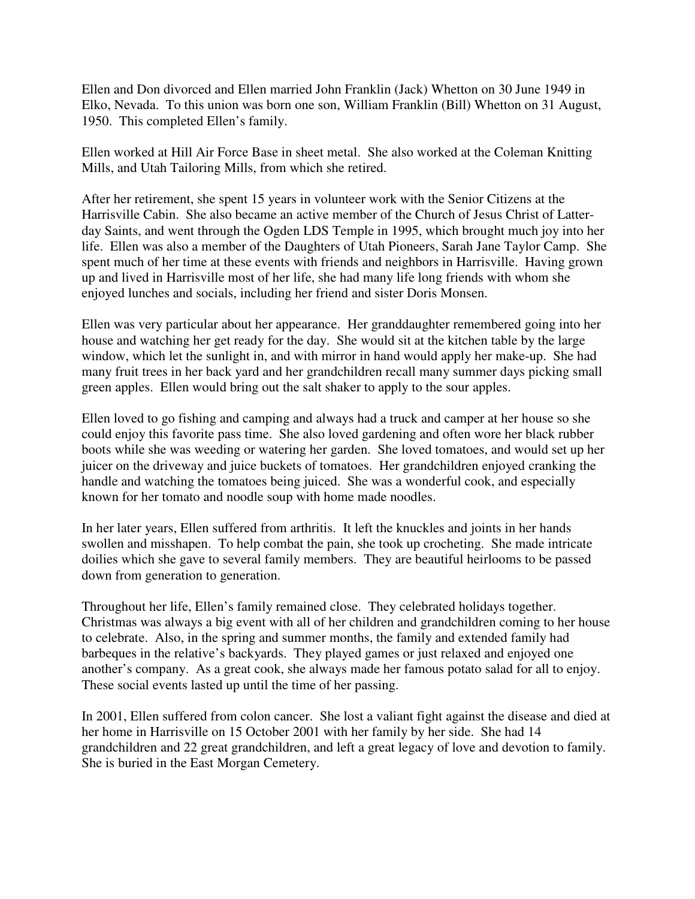Ellen and Don divorced and Ellen married John Franklin (Jack) Whetton on 30 June 1949 in Elko, Nevada. To this union was born one son, William Franklin (Bill) Whetton on 31 August, 1950. This completed Ellen's family.

Ellen worked at Hill Air Force Base in sheet metal. She also worked at the Coleman Knitting Mills, and Utah Tailoring Mills, from which she retired.

After her retirement, she spent 15 years in volunteer work with the Senior Citizens at the Harrisville Cabin. She also became an active member of the Church of Jesus Christ of Latter-day Saints, and went through the Ogden LDS Temple in 1995, which brought much joy into her life. Ellen was also a member of the Daughters of Utah Pioneers, Sarah Jane Taylor Camp. She spent much of her time at these events with friends and neighbors in Harrisville. Having grown up and lived in Harrisville most of her life, she had many life long friends with whom she enjoyed lunches and socials, including her friend and sister Doris Monsen.

Ellen was very particular about her appearance. Her granddaughter remembered going into her house and watching her get ready for the day. She would sit at the kitchen table by the large window, which let the sunlight in, and with mirror in hand would apply her make-up. She had many fruit trees in her back yard and her grandchildren recall many summer days picking small green apples. Ellen would bring out the salt shaker to apply to the sour apples.

Ellen loved to go fishing and camping and always had a truck and camper at her house so she could enjoy this favorite pass time. She also loved gardening and often wore her black rubber boots while she was weeding or watering her garden. She loved tomatoes, and would set up her juicer on the driveway and juice buckets of tomatoes. Her grandchildren enjoyed cranking the handle and watching the tomatoes being juiced. She was a wonderful cook, and especially known for her tomato and noodle soup with home made noodles.

In her later years, Ellen suffered from arthritis. It left the knuckles and joints in her hands swollen and misshapen. To help combat the pain, she took up crocheting. She made intricate doilies which she gave to several family members. They are beautiful heirlooms to be passed down from generation to generation.

Throughout her life, Ellen's family remained close. They celebrated holidays together. Christmas was always a big event with all of her children and grandchildren coming to her house to celebrate. Also, in the spring and summer months, the family and extended family had barbeques in the relative's backyards. They played games or just relaxed and enjoyed one another's company. As a great cook, she always made her famous potato salad for all to enjoy. These social events lasted up until the time of her passing.

In 2001, Ellen suffered from colon cancer. She lost a valiant fight against the disease and died at her home in Harrisville on 15 October 2001 with her family by her side. She had 14 grandchildren and 22 great grandchildren, and left a great legacy of love and devotion to family. She is buried in the East Morgan Cemetery.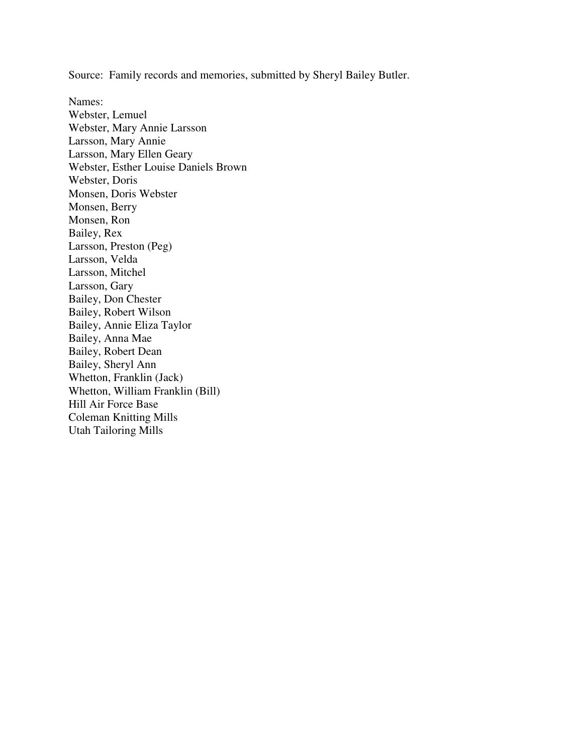Source: Family records and memories, submitted by Sheryl Bailey Butler.

Names:
Webster, Lemuel
Webster, Mary Annie Larsson
Larsson, Mary Annie
Larsson, Mary Ellen Geary
Webster, Esther Louise Daniels Brown
Webster, Doris
Monsen, Doris Webster
Monsen, Berry
Monsen, Ron
Bailey, Rex
Larsson, Preston (Peg)
Larsson, Velda
Larsson, Mitchel
Larsson, Gary
Bailey, Don Chester
Bailey, Robert Wilson
Bailey, Annie Eliza Taylor
Bailey, Anna Mae
Bailey, Robert Dean
Bailey, Sheryl Ann
Whetton, Franklin (Jack)
Whetton, William Franklin (Bill)
Hill Air Force Base
Coleman Knitting Mills
Utah Tailoring Mills